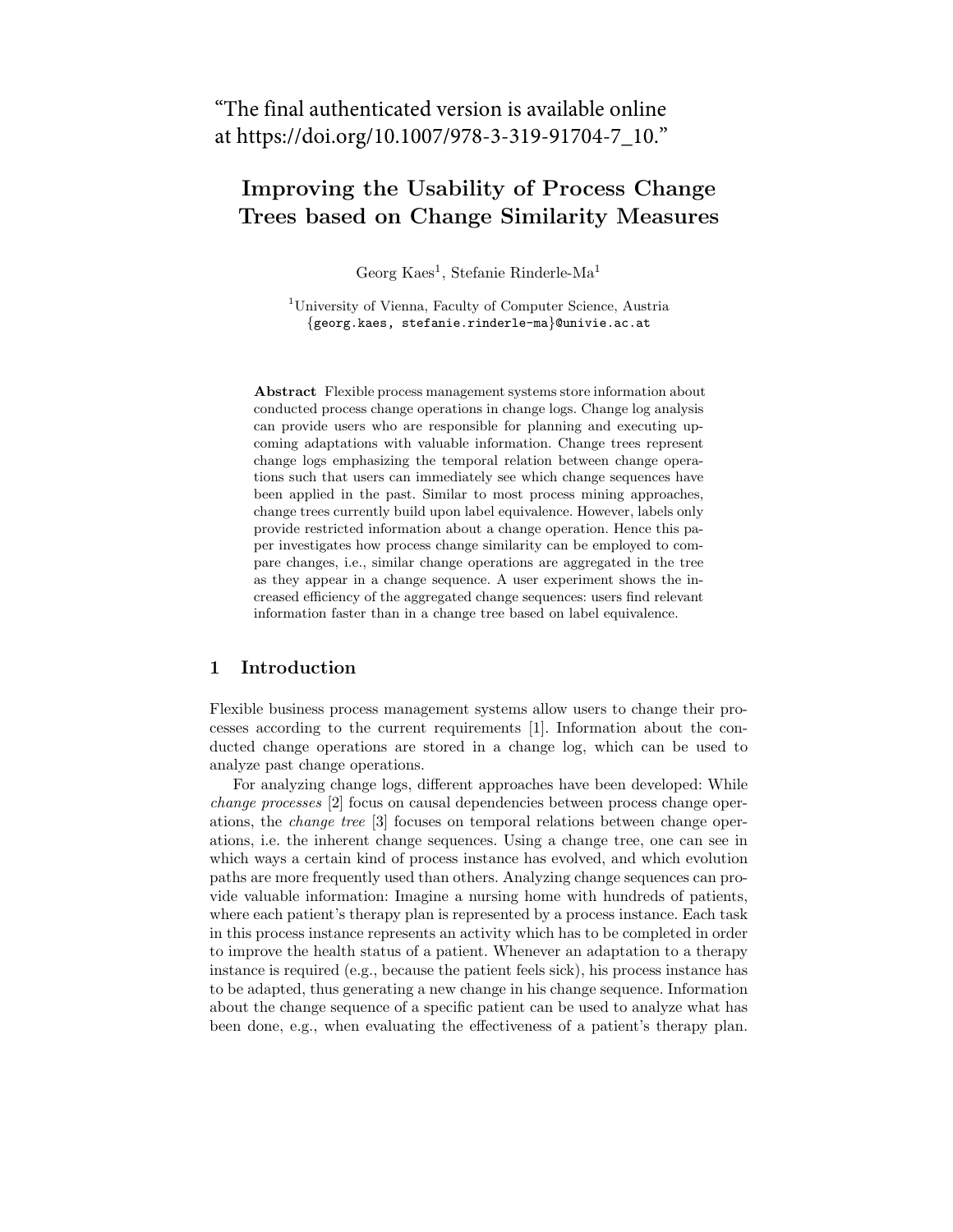"The final authenticated version is available online at https://doi.org/10.1007/978-3-319-91704-7_10."

# Improving the Usability of Process Change Trees based on Change Similarity Measures

Georg Kaes[1], Stefanie Rinderle-Ma[1]

[1]University of Vienna, Faculty of Computer Science, Austria
{georg.kaes, stefanie.rinderle-ma}@univie.ac.at

**Abstract** Flexible process management systems store information about conducted process change operations in change logs. Change log analysis can provide users who are responsible for planning and executing upcoming adaptations with valuable information. Change trees represent change logs emphasizing the temporal relation between change operations such that users can immediately see which change sequences have been applied in the past. Similar to most process mining approaches, change trees currently build upon label equivalence. However, labels only provide restricted information about a change operation. Hence this paper investigates how process change similarity can be employed to compare changes, i.e., similar change operations are aggregated in the tree as they appear in a change sequence. A user experiment shows the increased efficiency of the aggregated change sequences: users find relevant information faster than in a change tree based on label equivalence.

## 1 Introduction

Flexible business process management systems allow users to change their processes according to the current requirements [1]. Information about the conducted change operations are stored in a change log, which can be used to analyze past change operations.

For analyzing change logs, different approaches have been developed: While *change processes* [2] focus on causal dependencies between process change operations, the *change tree* [3] focuses on temporal relations between change operations, i.e. the inherent change sequences. Using a change tree, one can see in which ways a certain kind of process instance has evolved, and which evolution paths are more frequently used than others. Analyzing change sequences can provide valuable information: Imagine a nursing home with hundreds of patients, where each patient's therapy plan is represented by a process instance. Each task in this process instance represents an activity which has to be completed in order to improve the health status of a patient. Whenever an adaptation to a therapy instance is required (e.g., because the patient feels sick), his process instance has to be adapted, thus generating a new change in his change sequence. Information about the change sequence of a specific patient can be used to analyze what has been done, e.g., when evaluating the effectiveness of a patient's therapy plan.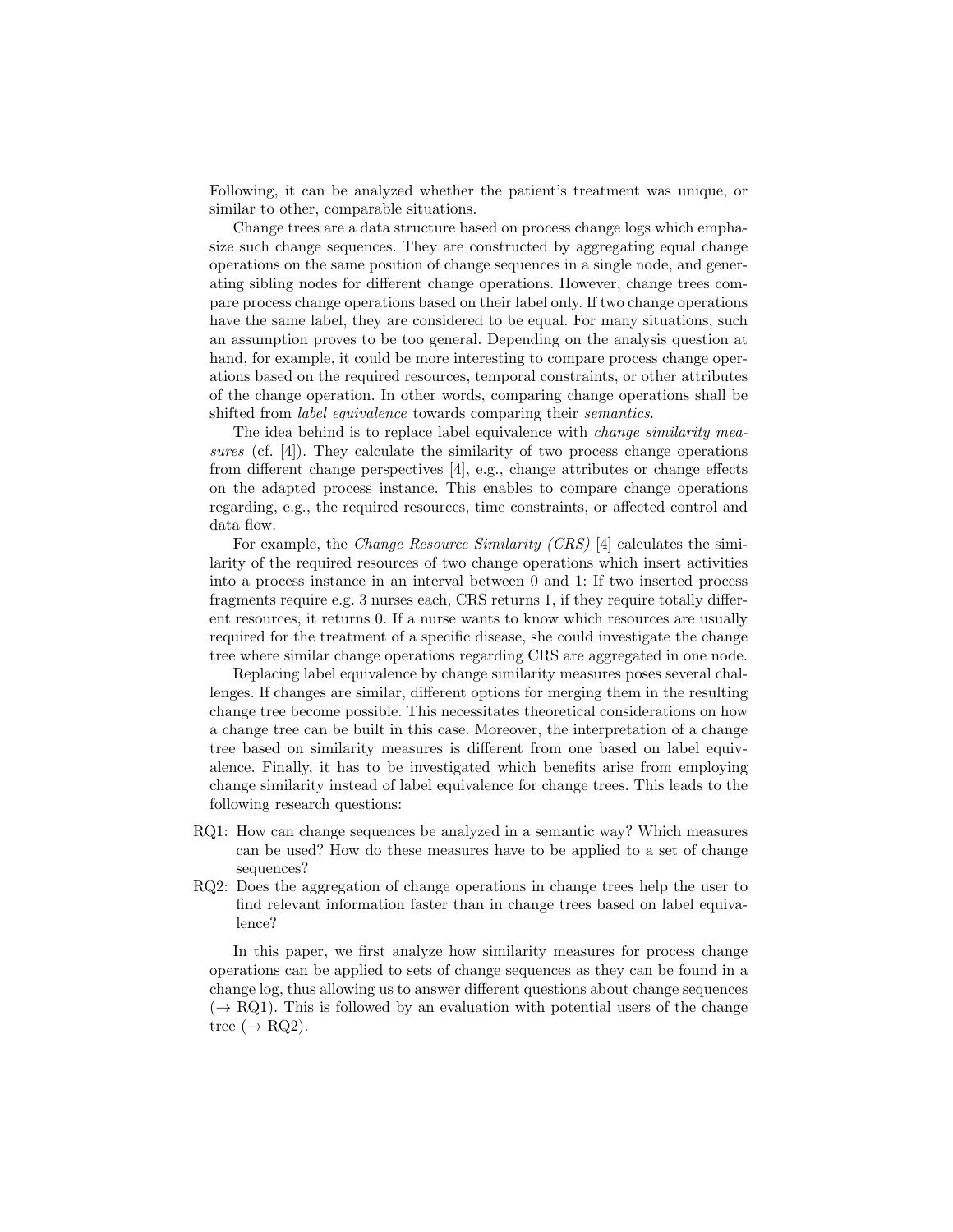Following, it can be analyzed whether the patient's treatment was unique, or similar to other, comparable situations.

Change trees are a data structure based on process change logs which emphasize such change sequences. They are constructed by aggregating equal change operations on the same position of change sequences in a single node, and generating sibling nodes for different change operations. However, change trees compare process change operations based on their label only. If two change operations have the same label, they are considered to be equal. For many situations, such an assumption proves to be too general. Depending on the analysis question at hand, for example, it could be more interesting to compare process change operations based on the required resources, temporal constraints, or other attributes of the change operation. In other words, comparing change operations shall be shifted from *label equivalence* towards comparing their *semantics*.

The idea behind is to replace label equivalence with *change similarity measures* (cf. [4]). They calculate the similarity of two process change operations from different change perspectives [4], e.g., change attributes or change effects on the adapted process instance. This enables to compare change operations regarding, e.g., the required resources, time constraints, or affected control and data flow.

For example, the *Change Resource Similarity (CRS)* [4] calculates the similarity of the required resources of two change operations which insert activities into a process instance in an interval between 0 and 1: If two inserted process fragments require e.g. 3 nurses each, CRS returns 1, if they require totally different resources, it returns 0. If a nurse wants to know which resources are usually required for the treatment of a specific disease, she could investigate the change tree where similar change operations regarding CRS are aggregated in one node.

Replacing label equivalence by change similarity measures poses several challenges. If changes are similar, different options for merging them in the resulting change tree become possible. This necessitates theoretical considerations on how a change tree can be built in this case. Moreover, the interpretation of a change tree based on similarity measures is different from one based on label equivalence. Finally, it has to be investigated which benefits arise from employing change similarity instead of label equivalence for change trees. This leads to the following research questions:

- RQ1: How can change sequences be analyzed in a semantic way? Which measures can be used? How do these measures have to be applied to a set of change sequences?
- RQ2: Does the aggregation of change operations in change trees help the user to find relevant information faster than in change trees based on label equivalence?

In this paper, we first analyze how similarity measures for process change operations can be applied to sets of change sequences as they can be found in a change log, thus allowing us to answer different questions about change sequences ($\rightarrow$ RQ1). This is followed by an evaluation with potential users of the change tree ($\rightarrow$ RQ2).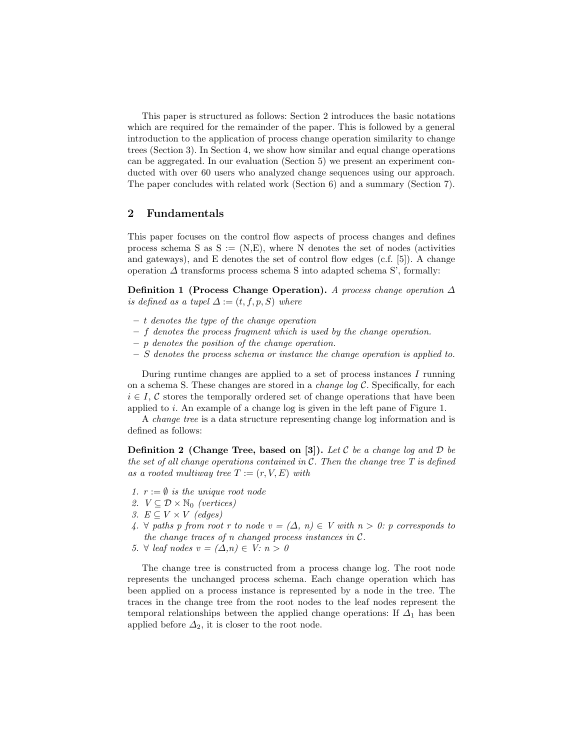This paper is structured as follows: Section 2 introduces the basic notations which are required for the remainder of the paper. This is followed by a general introduction to the application of process change operation similarity to change trees (Section 3). In Section 4, we show how similar and equal change operations can be aggregated. In our evaluation (Section 5) we present an experiment conducted with over 60 users who analyzed change sequences using our approach. The paper concludes with related work (Section 6) and a summary (Section 7).

## 2 Fundamentals

This paper focuses on the control flow aspects of process changes and defines process schema S as S := (N,E), where N denotes the set of nodes (activities and gateways), and E denotes the set of control flow edges (c.f. [5]). A change operation $\Delta$ transforms process schema S into adapted schema S', formally:

**Definition 1 (Process Change Operation).** *A process change operation $\Delta$ is defined as a tupel $\Delta := (t, f, p, S)$ where*

- *$t$ denotes the type of the change operation*
- *$f$ denotes the process fragment which is used by the change operation.*
- *$p$ denotes the position of the change operation.*
- *$S$ denotes the process schema or instance the change operation is applied to.*

During runtime changes are applied to a set of process instances $I$ running on a schema S. These changes are stored in a *change log* $\mathcal{C}$. Specifically, for each $i \in I$, $\mathcal{C}$ stores the temporally ordered set of change operations that have been applied to $i$. An example of a change log is given in the left pane of Figure 1.

A *change tree* is a data structure representing change log information and is defined as follows:

**Definition 2 (Change Tree, based on [3]).** *Let $\mathcal{C}$ be a change log and $\mathcal{D}$ be the set of all change operations contained in $\mathcal{C}$. Then the change tree $T$ is defined as a rooted multiway tree $T := (r, V, E)$ with*

1. *$r := \emptyset$ is the unique root node*
2. *$V \subseteq \mathcal{D} \times \mathbb{N}_0$ (vertices)*
3. *$E \subseteq V \times V$ (edges)*
4. *$\forall$ paths $p$ from root $r$ to node $v = (\Delta,\ n) \in V$ with $n > 0$: $p$ corresponds to the change traces of $n$ changed process instances in $\mathcal{C}$.*
5. *$\forall$ leaf nodes $v = (\Delta, n) \in V$: $n > 0$*

The change tree is constructed from a process change log. The root node represents the unchanged process schema. Each change operation which has been applied on a process instance is represented by a node in the tree. The traces in the change tree from the root nodes to the leaf nodes represent the temporal relationships between the applied change operations: If $\Delta_1$ has been applied before $\Delta_2$, it is closer to the root node.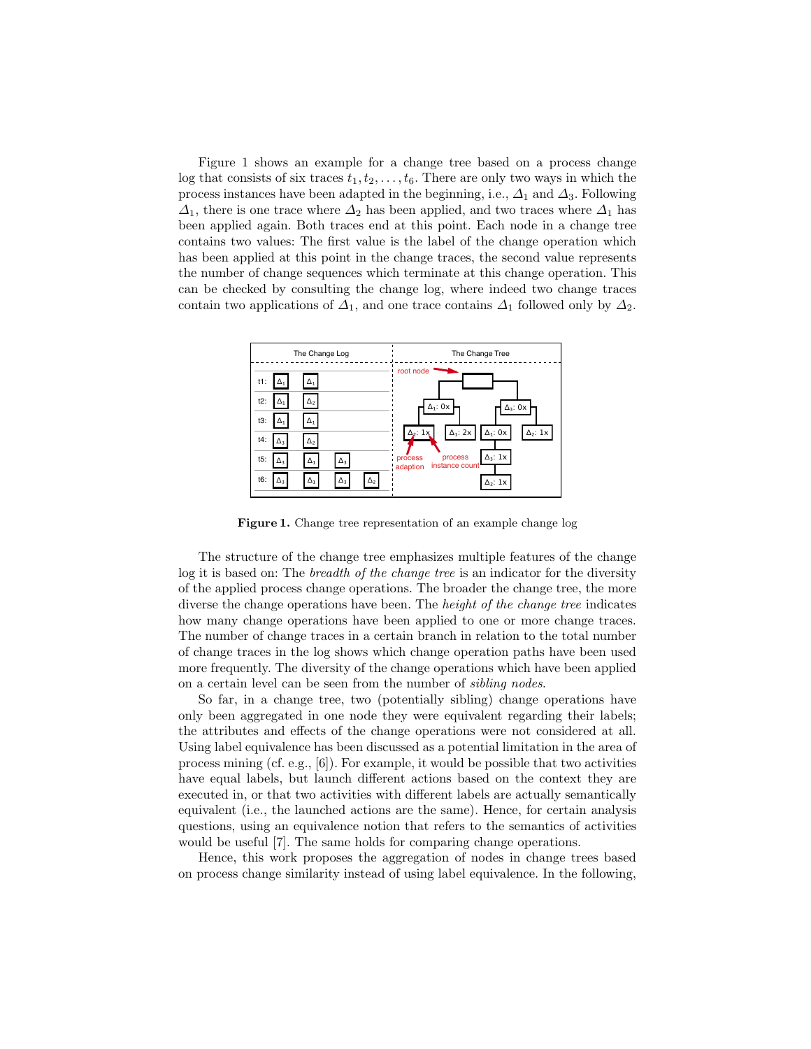Figure 1 shows an example for a change tree based on a process change log that consists of six traces $t_1, t_2, \ldots, t_6$. There are only two ways in which the process instances have been adapted in the beginning, i.e., $\Delta_1$ and $\Delta_3$. Following $\Delta_1$, there is one trace where $\Delta_2$ has been applied, and two traces where $\Delta_1$ has been applied again. Both traces end at this point. Each node in a change tree contains two values: The first value is the label of the change operation which has been applied at this point in the change traces, the second value represents the number of change sequences which terminate at this change operation. This can be checked by consulting the change log, where indeed two change traces contain two applications of $\Delta_1$, and one trace contains $\Delta_1$ followed only by $\Delta_2$.

The Change Log

t1: $\Delta_1$ $\Delta_1$

t2: $\Delta_1$ $\Delta_2$

t3: $\Delta_1$ $\Delta_1$

t4: $\Delta_3$ $\Delta_2$

t5: $\Delta_3$ $\Delta_1$ $\Delta_3$

t6: $\Delta_3$ $\Delta_1$ $\Delta_3$ $\Delta_2$

The Change Tree

root node

$\Delta_1$: 0x

$\Delta_3$: 0x

$\Delta_2$: 1x

$\Delta_1$: 2x

$\Delta_1$: 0x

$\Delta_2$: 1x

$\Delta_3$: 1x

$\Delta_2$: 1x

process adaption

process instance count

**Figure 1.** Change tree representation of an example change log

The structure of the change tree emphasizes multiple features of the change log it is based on: The *breadth of the change tree* is an indicator for the diversity of the applied process change operations. The broader the change tree, the more diverse the change operations have been. The *height of the change tree* indicates how many change operations have been applied to one or more change traces. The number of change traces in a certain branch in relation to the total number of change traces in the log shows which change operation paths have been used more frequently. The diversity of the change operations which have been applied on a certain level can be seen from the number of *sibling nodes*.

So far, in a change tree, two (potentially sibling) change operations have only been aggregated in one node they were equivalent regarding their labels; the attributes and effects of the change operations were not considered at all. Using label equivalence has been discussed as a potential limitation in the area of process mining (cf. e.g., [6]). For example, it would be possible that two activities have equal labels, but launch different actions based on the context they are executed in, or that two activities with different labels are actually semantically equivalent (i.e., the launched actions are the same). Hence, for certain analysis questions, using an equivalence notion that refers to the semantics of activities would be useful [7]. The same holds for comparing change operations.

Hence, this work proposes the aggregation of nodes in change trees based on process change similarity instead of using label equivalence. In the following,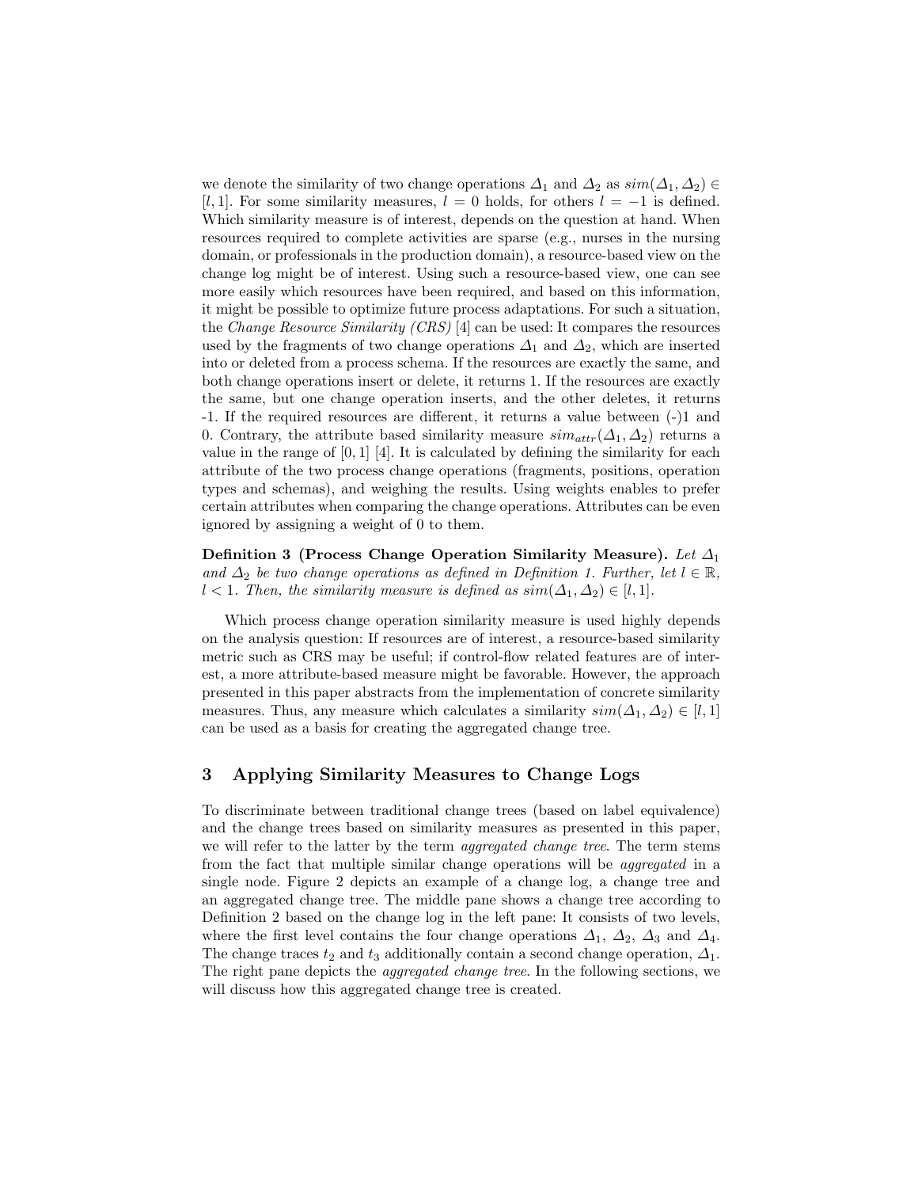we denote the similarity of two change operations $\Delta_1$ and $\Delta_2$ as $sim(\Delta_1, \Delta_2) \in [l, 1]$. For some similarity measures, $l = 0$ holds, for others $l = -1$ is defined. Which similarity measure is of interest, depends on the question at hand. When resources required to complete activities are sparse (e.g., nurses in the nursing domain, or professionals in the production domain), a resource-based view on the change log might be of interest. Using such a resource-based view, one can see more easily which resources have been required, and based on this information, it might be possible to optimize future process adaptations. For such a situation, the *Change Resource Similarity (CRS)* [4] can be used: It compares the resources used by the fragments of two change operations $\Delta_1$ and $\Delta_2$, which are inserted into or deleted from a process schema. If the resources are exactly the same, and both change operations insert or delete, it returns 1. If the resources are exactly the same, but one change operation inserts, and the other deletes, it returns -1. If the required resources are different, it returns a value between (-)1 and 0. Contrary, the attribute based similarity measure $sim_{attr}(\Delta_1, \Delta_2)$ returns a value in the range of $[0, 1]$ [4]. It is calculated by defining the similarity for each attribute of the two process change operations (fragments, positions, operation types and schemas), and weighing the results. Using weights enables to prefer certain attributes when comparing the change operations. Attributes can be even ignored by assigning a weight of 0 to them.

**Definition 3 (Process Change Operation Similarity Measure).** *Let $\Delta_1$ and $\Delta_2$ be two change operations as defined in Definition 1. Further, let $l \in \mathbb{R}$, $l < 1$. Then, the similarity measure is defined as $sim(\Delta_1, \Delta_2) \in [l, 1]$.*

Which process change operation similarity measure is used highly depends on the analysis question: If resources are of interest, a resource-based similarity metric such as CRS may be useful; if control-flow related features are of interest, a more attribute-based measure might be favorable. However, the approach presented in this paper abstracts from the implementation of concrete similarity measures. Thus, any measure which calculates a similarity $sim(\Delta_1, \Delta_2) \in [l, 1]$ can be used as a basis for creating the aggregated change tree.

## 3 Applying Similarity Measures to Change Logs

To discriminate between traditional change trees (based on label equivalence) and the change trees based on similarity measures as presented in this paper, we will refer to the latter by the term *aggregated change tree*. The term stems from the fact that multiple similar change operations will be *aggregated* in a single node. Figure 2 depicts an example of a change log, a change tree and an aggregated change tree. The middle pane shows a change tree according to Definition 2 based on the change log in the left pane: It consists of two levels, where the first level contains the four change operations $\Delta_1$, $\Delta_2$, $\Delta_3$ and $\Delta_4$. The change traces $t_2$ and $t_3$ additionally contain a second change operation, $\Delta_1$. The right pane depicts the *aggregated change tree*. In the following sections, we will discuss how this aggregated change tree is created.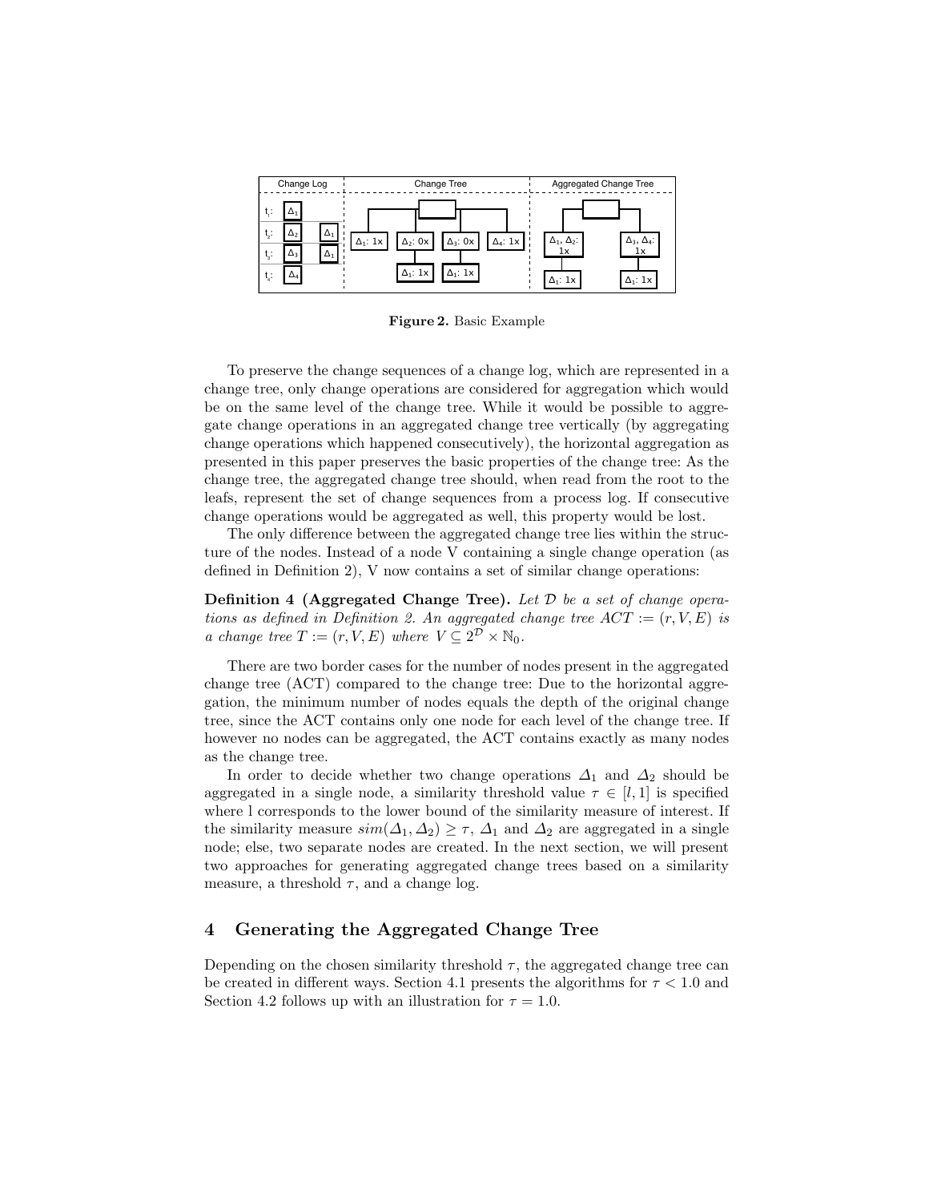**Figure 2.** Basic Example

To preserve the change sequences of a change log, which are represented in a change tree, only change operations are considered for aggregation which would be on the same level of the change tree. While it would be possible to aggregate change operations in an aggregated change tree vertically (by aggregating change operations which happened consecutively), the horizontal aggregation as presented in this paper preserves the basic properties of the change tree: As the change tree, the aggregated change tree should, when read from the root to the leafs, represent the set of change sequences from a process log. If consecutive change operations would be aggregated as well, this property would be lost.

The only difference between the aggregated change tree lies within the structure of the nodes. Instead of a node V containing a single change operation (as defined in Definition 2), V now contains a set of similar change operations:

**Definition 4 (Aggregated Change Tree).** *Let $\mathcal{D}$ be a set of change operations as defined in Definition 2. An aggregated change tree $ACT := (r, V, E)$ is a change tree $T := (r, V, E)$ where $V \subseteq 2^{\mathcal{D}} \times \mathbb{N}_0$.*

There are two border cases for the number of nodes present in the aggregated change tree (ACT) compared to the change tree: Due to the horizontal aggregation, the minimum number of nodes equals the depth of the original change tree, since the ACT contains only one node for each level of the change tree. If however no nodes can be aggregated, the ACT contains exactly as many nodes as the change tree.

In order to decide whether two change operations $\Delta_1$ and $\Delta_2$ should be aggregated in a single node, a similarity threshold value $\tau \in [l, 1]$ is specified where l corresponds to the lower bound of the similarity measure of interest. If the similarity measure $sim(\Delta_1, \Delta_2) \geq \tau$, $\Delta_1$ and $\Delta_2$ are aggregated in a single node; else, two separate nodes are created. In the next section, we will present two approaches for generating aggregated change trees based on a similarity measure, a threshold $\tau$, and a change log.

## 4 Generating the Aggregated Change Tree

Depending on the chosen similarity threshold $\tau$, the aggregated change tree can be created in different ways. Section 4.1 presents the algorithms for $\tau < 1.0$ and Section 4.2 follows up with an illustration for $\tau = 1.0$.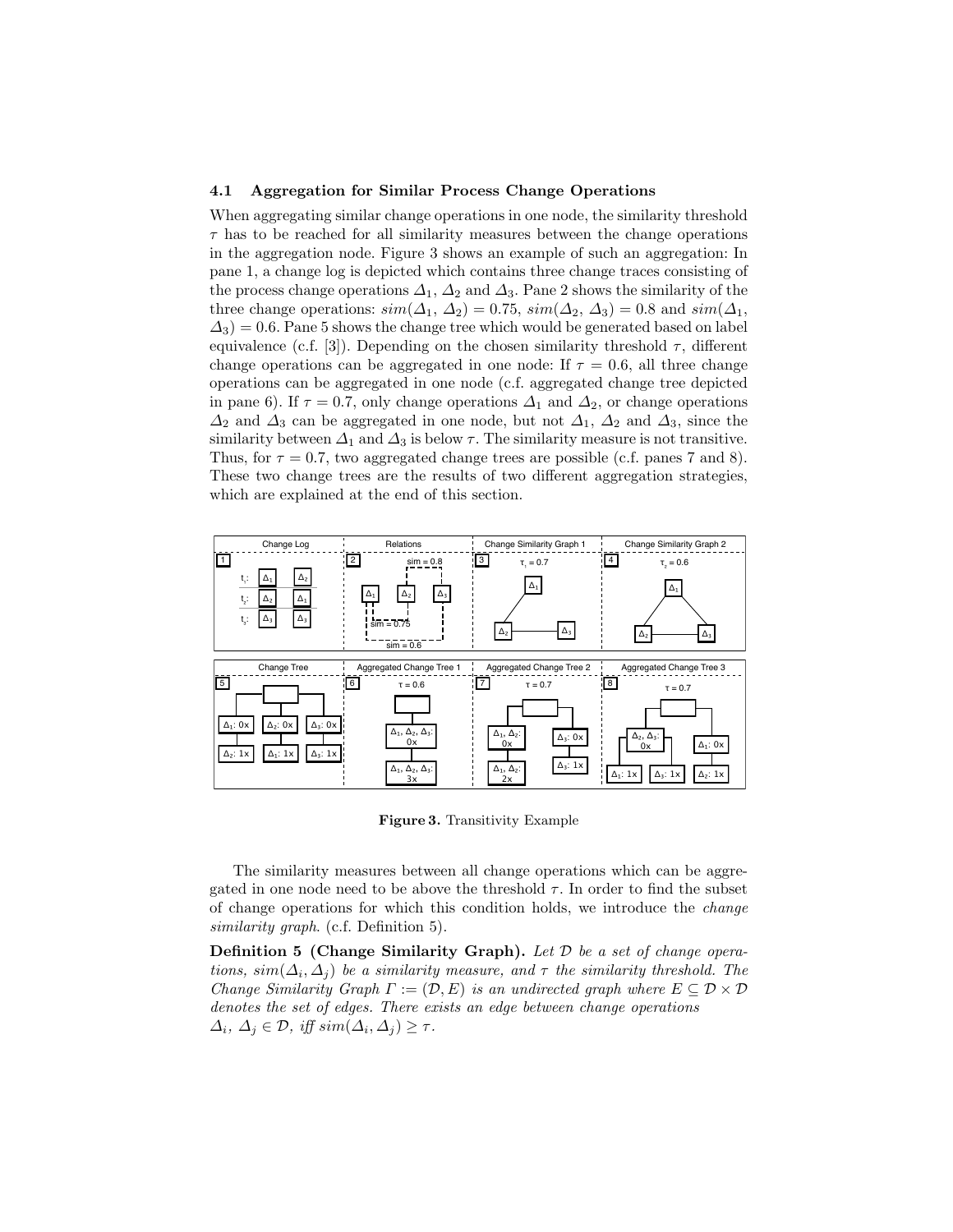### 4.1 Aggregation for Similar Process Change Operations

When aggregating similar change operations in one node, the similarity threshold $\tau$ has to be reached for all similarity measures between the change operations in the aggregation node. Figure 3 shows an example of such an aggregation: In pane 1, a change log is depicted which contains three change traces consisting of the process change operations $\Delta_1$, $\Delta_2$ and $\Delta_3$. Pane 2 shows the similarity of the three change operations: $sim(\Delta_1, \Delta_2) = 0.75$, $sim(\Delta_2, \Delta_3) = 0.8$ and $sim(\Delta_1, \Delta_3) = 0.6$. Pane 5 shows the change tree which would be generated based on label equivalence (c.f. [3]). Depending on the chosen similarity threshold $\tau$, different change operations can be aggregated in one node: If $\tau = 0.6$, all three change operations can be aggregated in one node (c.f. aggregated change tree depicted in pane 6). If $\tau = 0.7$, only change operations $\Delta_1$ and $\Delta_2$, or change operations $\Delta_2$ and $\Delta_3$ can be aggregated in one node, but not $\Delta_1$, $\Delta_2$ and $\Delta_3$, since the similarity between $\Delta_1$ and $\Delta_3$ is below $\tau$. The similarity measure is not transitive. Thus, for $\tau = 0.7$, two aggregated change trees are possible (c.f. panes 7 and 8). These two change trees are the results of two different aggregation strategies, which are explained at the end of this section.

**Figure 3.** Transitivity Example

The similarity measures between all change operations which can be aggregated in one node need to be above the threshold $\tau$. In order to find the subset of change operations for which this condition holds, we introduce the *change similarity graph*. (c.f. Definition 5).

**Definition 5 (Change Similarity Graph).** *Let $\mathcal{D}$ be a set of change operations, $sim(\Delta_i, \Delta_j)$ be a similarity measure, and $\tau$ the similarity threshold. The Change Similarity Graph $\Gamma := (\mathcal{D}, E)$ is an undirected graph where $E \subseteq \mathcal{D} \times \mathcal{D}$ denotes the set of edges. There exists an edge between change operations $\Delta_i$, $\Delta_j \in \mathcal{D}$, iff $sim(\Delta_i, \Delta_j) \geq \tau$.*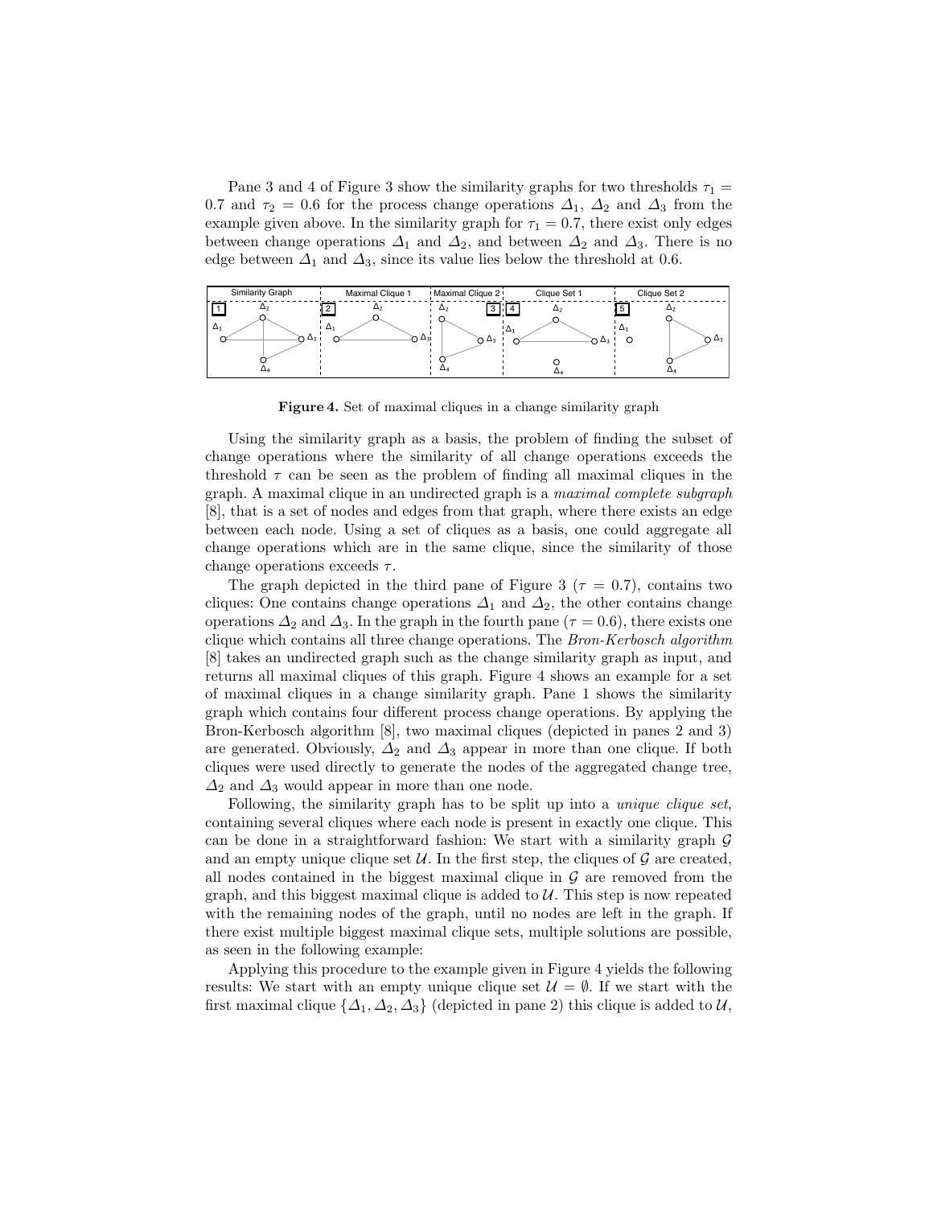Pane 3 and 4 of Figure 3 show the similarity graphs for two thresholds $\tau_1 = 0.7$ and $\tau_2 = 0.6$ for the process change operations $\Delta_1$, $\Delta_2$ and $\Delta_3$ from the example given above. In the similarity graph for $\tau_1 = 0.7$, there exist only edges between change operations $\Delta_1$ and $\Delta_2$, and between $\Delta_2$ and $\Delta_3$. There is no edge between $\Delta_1$ and $\Delta_3$, since its value lies below the threshold at 0.6.

**Figure 4.** Set of maximal cliques in a change similarity graph

Using the similarity graph as a basis, the problem of finding the subset of change operations where the similarity of all change operations exceeds the threshold $\tau$ can be seen as the problem of finding all maximal cliques in the graph. A maximal clique in an undirected graph is a *maximal complete subgraph* [8], that is a set of nodes and edges from that graph, where there exists an edge between each node. Using a set of cliques as a basis, one could aggregate all change operations which are in the same clique, since the similarity of those change operations exceeds $\tau$.

The graph depicted in the third pane of Figure 3 ($\tau = 0.7$), contains two cliques: One contains change operations $\Delta_1$ and $\Delta_2$, the other contains change operations $\Delta_2$ and $\Delta_3$. In the graph in the fourth pane ($\tau = 0.6$), there exists one clique which contains all three change operations. The *Bron-Kerbosch algorithm* [8] takes an undirected graph such as the change similarity graph as input, and returns all maximal cliques of this graph. Figure 4 shows an example for a set of maximal cliques in a change similarity graph. Pane 1 shows the similarity graph which contains four different process change operations. By applying the Bron-Kerbosch algorithm [8], two maximal cliques (depicted in panes 2 and 3) are generated. Obviously, $\Delta_2$ and $\Delta_3$ appear in more than one clique. If both cliques were used directly to generate the nodes of the aggregated change tree, $\Delta_2$ and $\Delta_3$ would appear in more than one node.

Following, the similarity graph has to be split up into a *unique clique set*, containing several cliques where each node is present in exactly one clique. This can be done in a straightforward fashion: We start with a similarity graph $\mathcal{G}$ and an empty unique clique set $\mathcal{U}$. In the first step, the cliques of $\mathcal{G}$ are created, all nodes contained in the biggest maximal clique in $\mathcal{G}$ are removed from the graph, and this biggest maximal clique is added to $\mathcal{U}$. This step is now repeated with the remaining nodes of the graph, until no nodes are left in the graph. If there exist multiple biggest maximal clique sets, multiple solutions are possible, as seen in the following example:

Applying this procedure to the example given in Figure 4 yields the following results: We start with an empty unique clique set $\mathcal{U} = \emptyset$. If we start with the first maximal clique $\{\Delta_1, \Delta_2, \Delta_3\}$ (depicted in pane 2) this clique is added to $\mathcal{U}$,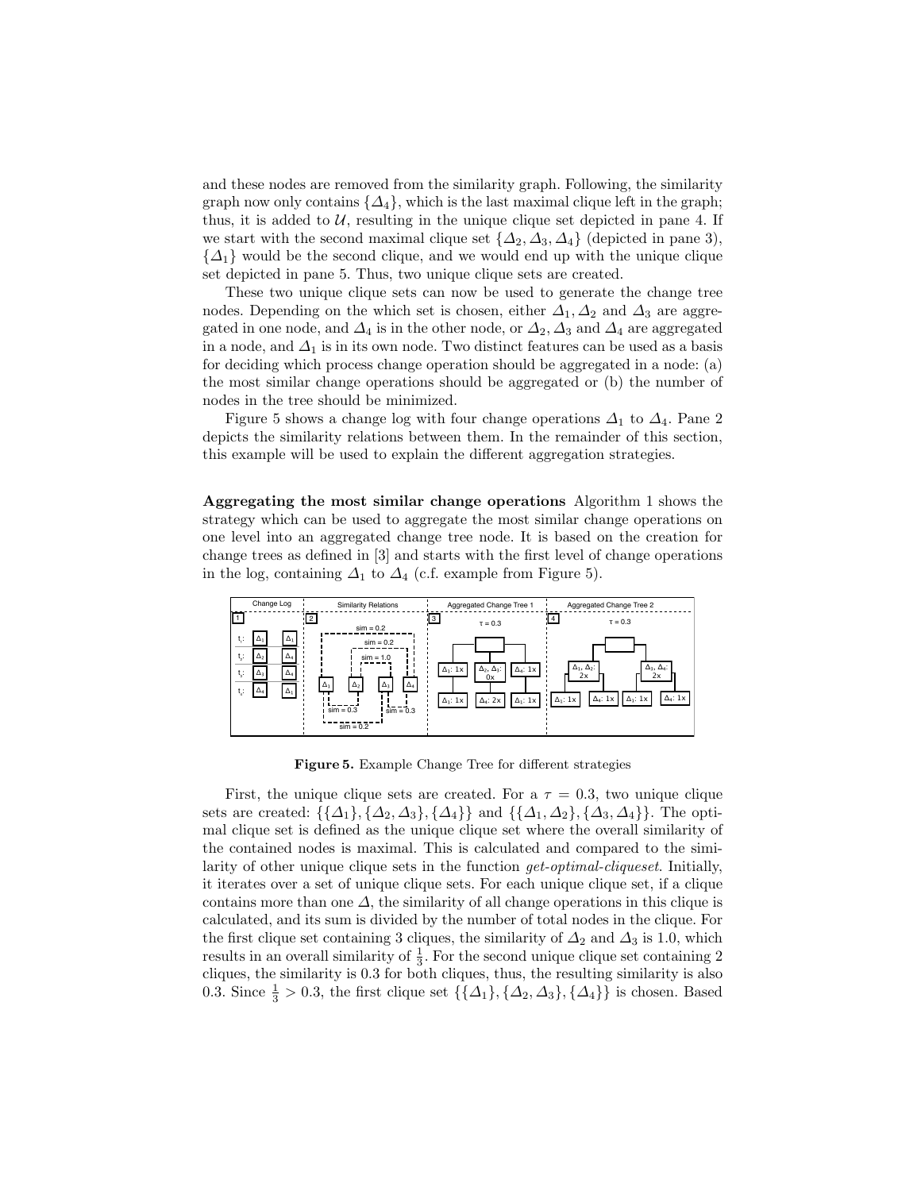and these nodes are removed from the similarity graph. Following, the similarity graph now only contains $\{\Delta_4\}$, which is the last maximal clique left in the graph; thus, it is added to $\mathcal{U}$, resulting in the unique clique set depicted in pane 4. If we start with the second maximal clique set $\{\Delta_2, \Delta_3, \Delta_4\}$ (depicted in pane 3), $\{\Delta_1\}$ would be the second clique, and we would end up with the unique clique set depicted in pane 5. Thus, two unique clique sets are created.

These two unique clique sets can now be used to generate the change tree nodes. Depending on the which set is chosen, either $\Delta_1, \Delta_2$ and $\Delta_3$ are aggregated in one node, and $\Delta_4$ is in the other node, or $\Delta_2, \Delta_3$ and $\Delta_4$ are aggregated in a node, and $\Delta_1$ is in its own node. Two distinct features can be used as a basis for deciding which process change operation should be aggregated in a node: (a) the most similar change operations should be aggregated or (b) the number of nodes in the tree should be minimized.

Figure 5 shows a change log with four change operations $\Delta_1$ to $\Delta_4$. Pane 2 depicts the similarity relations between them. In the remainder of this section, this example will be used to explain the different aggregation strategies.

**Aggregating the most similar change operations** Algorithm 1 shows the strategy which can be used to aggregate the most similar change operations on one level into an aggregated change tree node. It is based on the creation for change trees as defined in [3] and starts with the first level of change operations in the log, containing $\Delta_1$ to $\Delta_4$ (c.f. example from Figure 5).

**Figure 5.** Example Change Tree for different strategies

First, the unique clique sets are created. For a $\tau = 0.3$, two unique clique sets are created: $\{\{\Delta_1\}, \{\Delta_2, \Delta_3\}, \{\Delta_4\}\}$ and $\{\{\Delta_1, \Delta_2\}, \{\Delta_3, \Delta_4\}\}$. The optimal clique set is defined as the unique clique set where the overall similarity of the contained nodes is maximal. This is calculated and compared to the similarity of other unique clique sets in the function *get-optimal-cliqueset*. Initially, it iterates over a set of unique clique sets. For each unique clique set, if a clique contains more than one $\Delta$, the similarity of all change operations in this clique is calculated, and its sum is divided by the number of total nodes in the clique. For the first clique set containing 3 cliques, the similarity of $\Delta_2$ and $\Delta_3$ is 1.0, which results in an overall similarity of $\frac{1}{3}$. For the second unique clique set containing 2 cliques, the similarity is 0.3 for both cliques, thus, the resulting similarity is also 0.3. Since $\frac{1}{3} > 0.3$, the first clique set $\{\{\Delta_1\}, \{\Delta_2, \Delta_3\}, \{\Delta_4\}\}$ is chosen. Based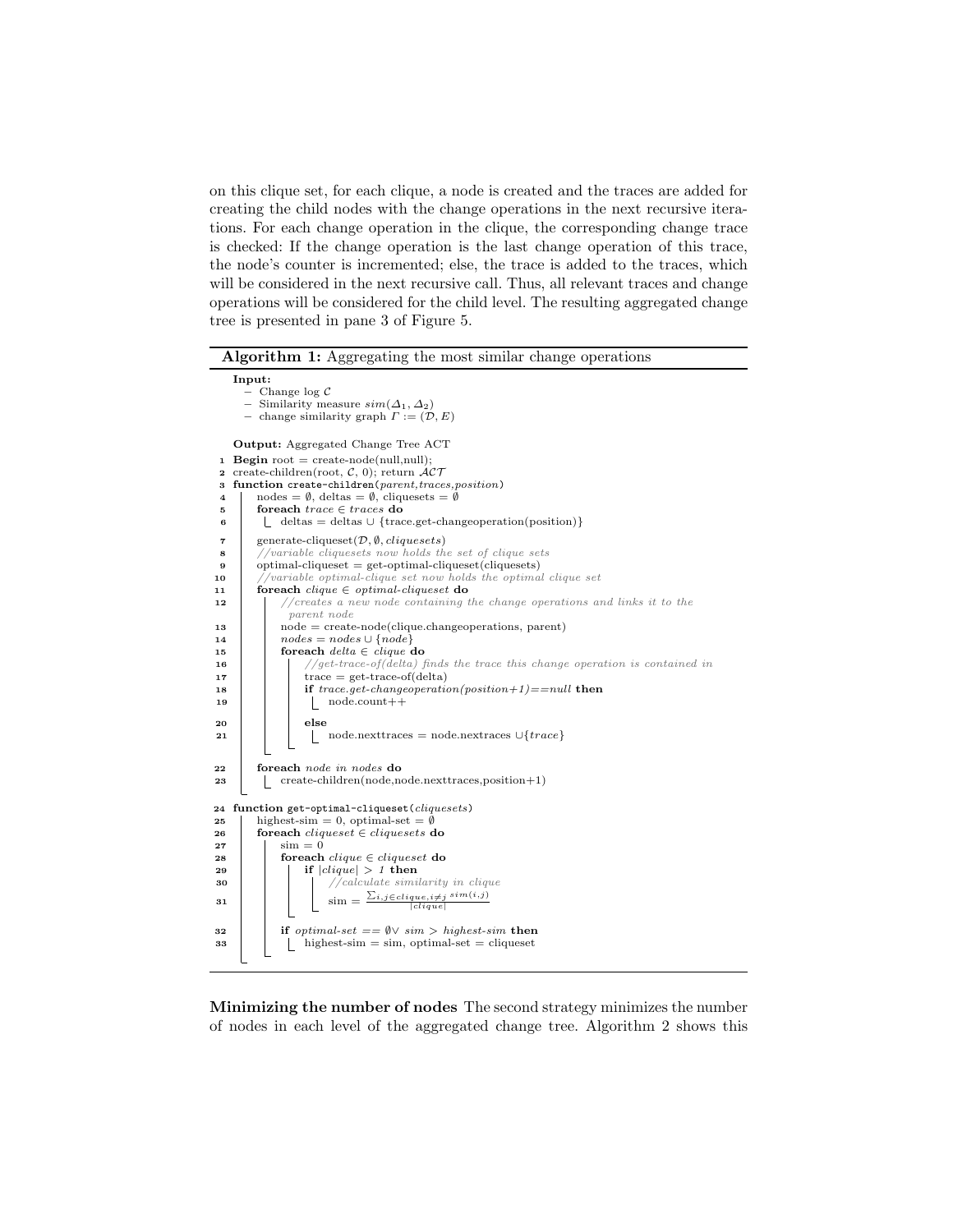on this clique set, for each clique, a node is created and the traces are added for creating the child nodes with the change operations in the next recursive iterations. For each change operation in the clique, the corresponding change trace is checked: If the change operation is the last change operation of this trace, the node's counter is incremented; else, the trace is added to the traces, which will be considered in the next recursive call. Thus, all relevant traces and change operations will be considered for the child level. The resulting aggregated change tree is presented in pane 3 of Figure 5.

**Algorithm 1:** Aggregating the most similar change operations

```
Input:
  – Change log C
  – Similarity measure sim(Δ1, Δ2)
  – change similarity graph Γ := (D, E)

Output: Aggregated Change Tree ACT
1  Begin root = create-node(null,null);
2  create-children(root, C, 0); return ACT
3  function create-children(parent,traces,position)
4      nodes = ∅, deltas = ∅, cliquesets = ∅
5      foreach trace ∈ traces do
6          deltas = deltas ∪ {trace.get-changeoperation(position)}
7      generate-cliqueset(D, ∅, cliquesets)
8      //variable cliquesets now holds the set of clique sets
9      optimal-cliqueset = get-optimal-cliqueset(cliquesets)
10     //variable optimal-clique set now holds the optimal clique set
11     foreach clique ∈ optimal-cliqueset do
12         //creates a new node containing the change operations and links it to the
           parent node
13         node = create-node(clique.changeoperations, parent)
14         nodes = nodes ∪ {node}
15         foreach delta ∈ clique do
16             //get-trace-of(delta) finds the trace this change operation is contained in
17             trace = get-trace-of(delta)
18             if trace.get-changeoperation(position+1)==null then
19                 node.count++
20             else
21                 node.nexttraces = node.nextraces ∪{trace}
22     foreach node in nodes do
23         create-children(node,node.nexttraces,position+1)

24 function get-optimal-cliqueset(cliquesets)
25     highest-sim = 0, optimal-set = ∅
26     foreach cliqueset ∈ cliquesets do
27         sim = 0
28         foreach clique ∈ cliqueset do
29             if |clique| > 1 then
30                 //calculate similarity in clique
31                 sim = (Σ_{i,j∈clique,i≠j} sim(i,j)) / |clique|
32         if optimal-set == ∅∨ sim > highest-sim then
33             highest-sim = sim, optimal-set = cliqueset
```

**Minimizing the number of nodes** The second strategy minimizes the number of nodes in each level of the aggregated change tree. Algorithm 2 shows this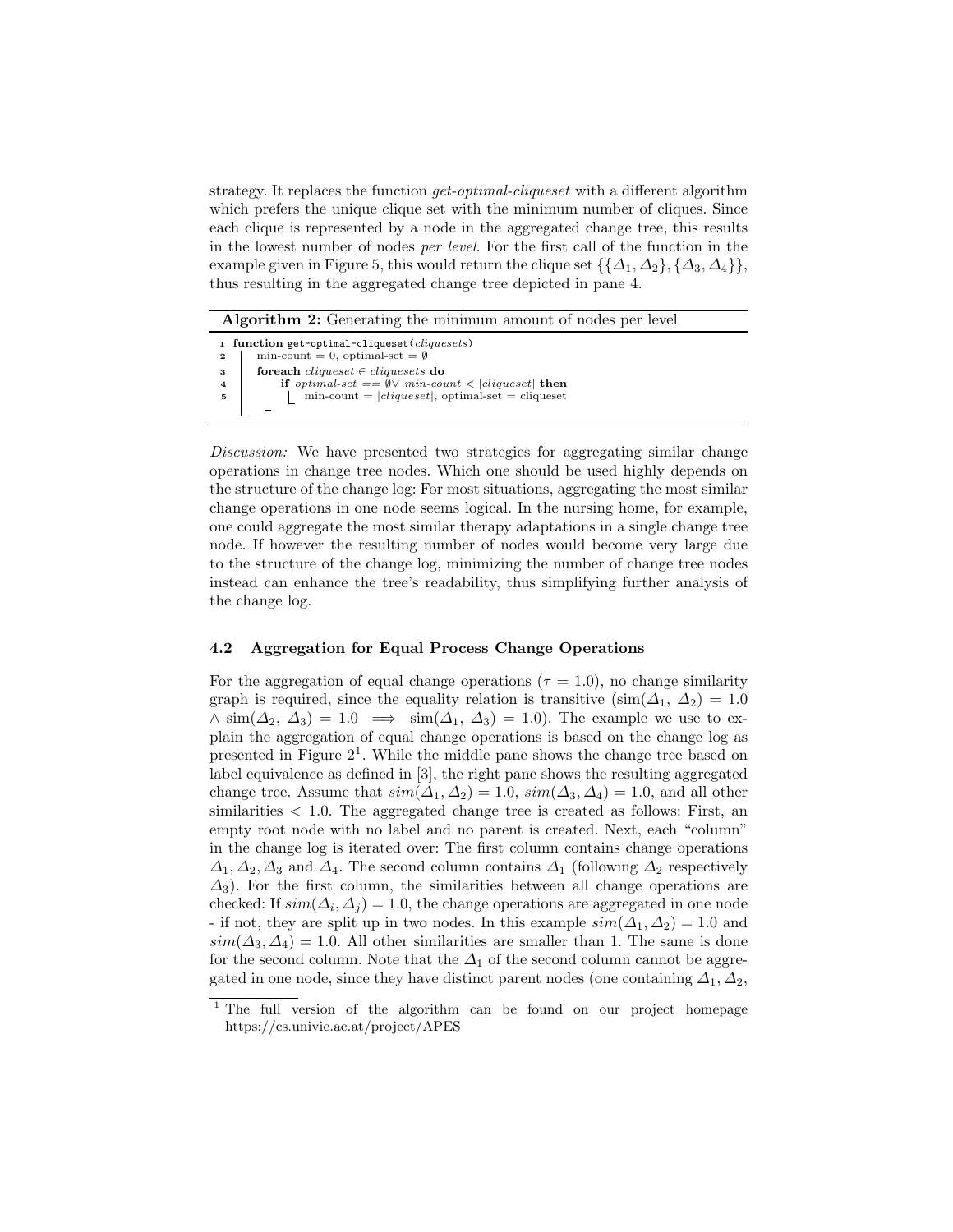strategy. It replaces the function *get-optimal-cliqueset* with a different algorithm which prefers the unique clique set with the minimum number of cliques. Since each clique is represented by a node in the aggregated change tree, this results in the lowest number of nodes *per level*. For the first call of the function in the example given in Figure 5, this would return the clique set $\{\{\Delta_1, \Delta_2\}, \{\Delta_3, \Delta_4\}\}$, thus resulting in the aggregated change tree depicted in pane 4.

**Algorithm 2:** Generating the minimum amount of nodes per level

```
1 function get-optimal-cliqueset(cliquesets)
2     min-count = 0, optimal-set = ∅
3     foreach cliqueset ∈ cliquesets do
4         if optimal-set == ∅∨ min-count < |cliqueset| then
5             min-count = |cliqueset|, optimal-set = cliqueset
```

*Discussion:* We have presented two strategies for aggregating similar change operations in change tree nodes. Which one should be used highly depends on the structure of the change log: For most situations, aggregating the most similar change operations in one node seems logical. In the nursing home, for example, one could aggregate the most similar therapy adaptations in a single change tree node. If however the resulting number of nodes would become very large due to the structure of the change log, minimizing the number of change tree nodes instead can enhance the tree's readability, thus simplifying further analysis of the change log.

### 4.2 Aggregation for Equal Process Change Operations

For the aggregation of equal change operations ($\tau = 1.0$), no change similarity graph is required, since the equality relation is transitive ($\text{sim}(\Delta_1, \Delta_2) = 1.0 \wedge \text{sim}(\Delta_2, \Delta_3) = 1.0 \implies \text{sim}(\Delta_1, \Delta_3) = 1.0$). The example we use to explain the aggregation of equal change operations is based on the change log as presented in Figure 2[1]. While the middle pane shows the change tree based on label equivalence as defined in [3], the right pane shows the resulting aggregated change tree. Assume that $sim(\Delta_1, \Delta_2) = 1.0$, $sim(\Delta_3, \Delta_4) = 1.0$, and all other similarities $< 1.0$. The aggregated change tree is created as follows: First, an empty root node with no label and no parent is created. Next, each "column" in the change log is iterated over: The first column contains change operations $\Delta_1, \Delta_2, \Delta_3$ and $\Delta_4$. The second column contains $\Delta_1$ (following $\Delta_2$ respectively $\Delta_3$). For the first column, the similarities between all change operations are checked: If $sim(\Delta_i, \Delta_j) = 1.0$, the change operations are aggregated in one node - if not, they are split up in two nodes. In this example $sim(\Delta_1, \Delta_2) = 1.0$ and $sim(\Delta_3, \Delta_4) = 1.0$. All other similarities are smaller than 1. The same is done for the second column. Note that the $\Delta_1$ of the second column cannot be aggregated in one node, since they have distinct parent nodes (one containing $\Delta_1, \Delta_2$,

[1] The full version of the algorithm can be found on our project homepage https://cs.univie.ac.at/project/APES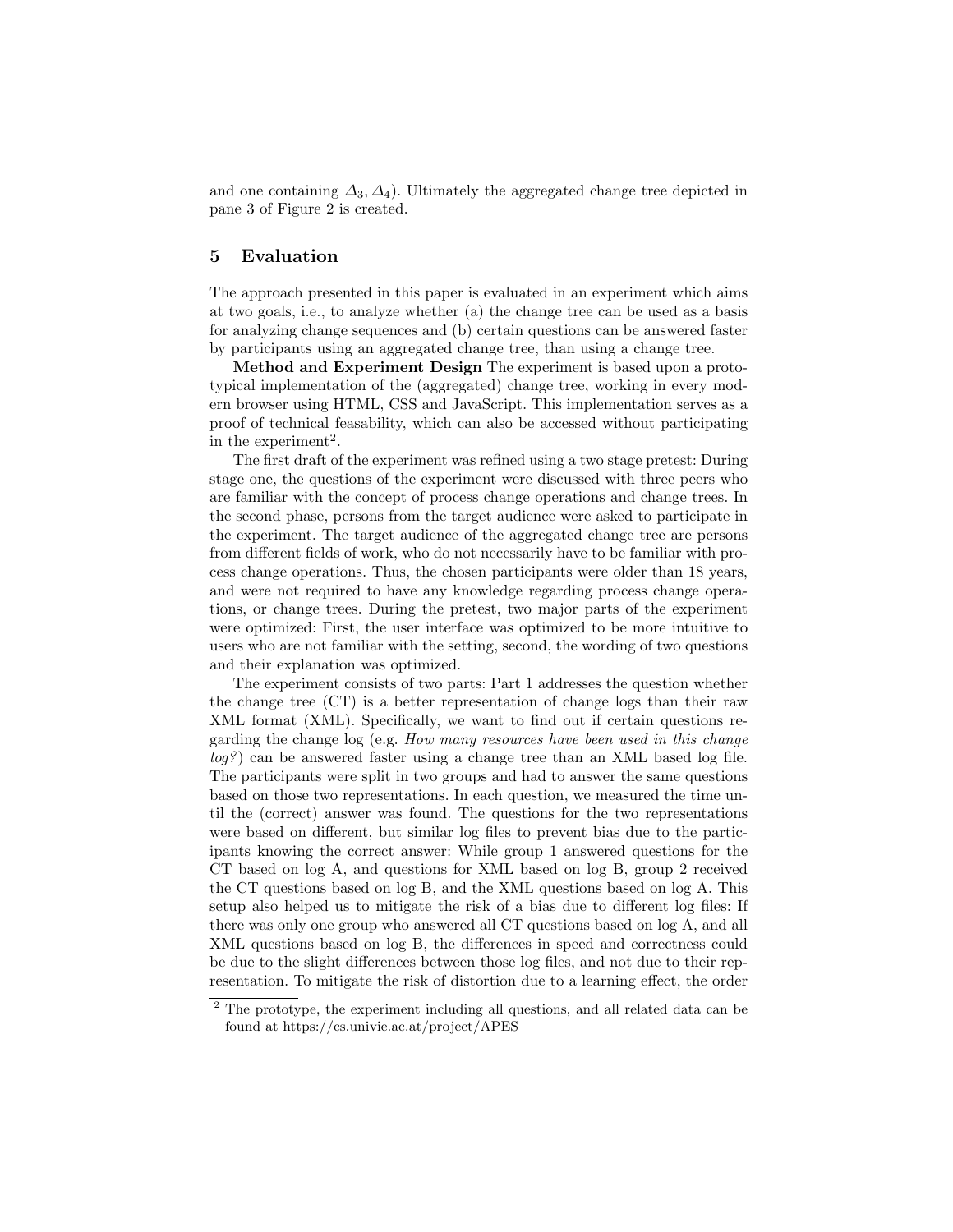and one containing $\Delta_3, \Delta_4$). Ultimately the aggregated change tree depicted in pane 3 of Figure 2 is created.

## 5 Evaluation

The approach presented in this paper is evaluated in an experiment which aims at two goals, i.e., to analyze whether (a) the change tree can be used as a basis for analyzing change sequences and (b) certain questions can be answered faster by participants using an aggregated change tree, than using a change tree.

**Method and Experiment Design** The experiment is based upon a prototypical implementation of the (aggregated) change tree, working in every modern browser using HTML, CSS and JavaScript. This implementation serves as a proof of technical feasability, which can also be accessed without participating in the experiment[2].

The first draft of the experiment was refined using a two stage pretest: During stage one, the questions of the experiment were discussed with three peers who are familiar with the concept of process change operations and change trees. In the second phase, persons from the target audience were asked to participate in the experiment. The target audience of the aggregated change tree are persons from different fields of work, who do not necessarily have to be familiar with process change operations. Thus, the chosen participants were older than 18 years, and were not required to have any knowledge regarding process change operations, or change trees. During the pretest, two major parts of the experiment were optimized: First, the user interface was optimized to be more intuitive to users who are not familiar with the setting, second, the wording of two questions and their explanation was optimized.

The experiment consists of two parts: Part 1 addresses the question whether the change tree (CT) is a better representation of change logs than their raw XML format (XML). Specifically, we want to find out if certain questions regarding the change log (e.g. *How many resources have been used in this change log?*) can be answered faster using a change tree than an XML based log file. The participants were split in two groups and had to answer the same questions based on those two representations. In each question, we measured the time until the (correct) answer was found. The questions for the two representations were based on different, but similar log files to prevent bias due to the participants knowing the correct answer: While group 1 answered questions for the CT based on log A, and questions for XML based on log B, group 2 received the CT questions based on log B, and the XML questions based on log A. This setup also helped us to mitigate the risk of a bias due to different log files: If there was only one group who answered all CT questions based on log A, and all XML questions based on log B, the differences in speed and correctness could be due to the slight differences between those log files, and not due to their representation. To mitigate the risk of distortion due to a learning effect, the order

[2] The prototype, the experiment including all questions, and all related data can be found at https://cs.univie.ac.at/project/APES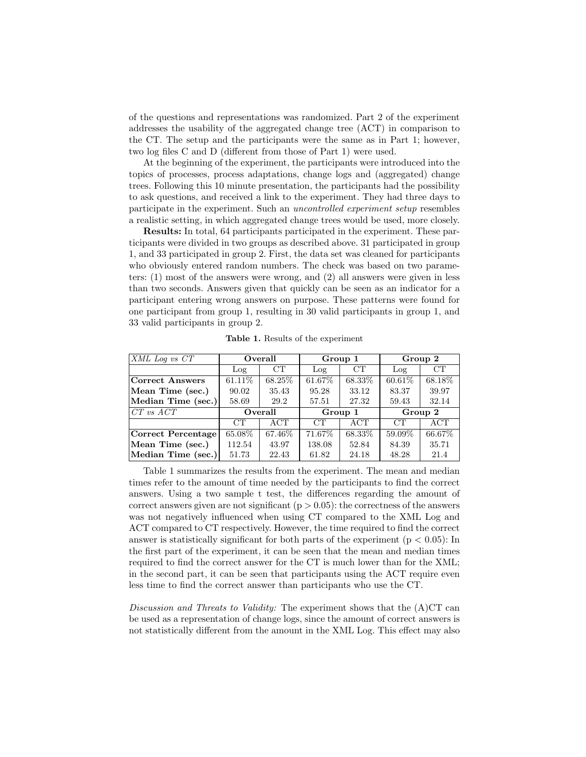of the questions and representations was randomized. Part 2 of the experiment addresses the usability of the aggregated change tree (ACT) in comparison to the CT. The setup and the participants were the same as in Part 1; however, two log files C and D (different from those of Part 1) were used.

At the beginning of the experiment, the participants were introduced into the topics of processes, process adaptations, change logs and (aggregated) change trees. Following this 10 minute presentation, the participants had the possibility to ask questions, and received a link to the experiment. They had three days to participate in the experiment. Such an *uncontrolled experiment setup* resembles a realistic setting, in which aggregated change trees would be used, more closely.

**Results:** In total, 64 participants participated in the experiment. These participants were divided in two groups as described above. 31 participated in group 1, and 33 participated in group 2. First, the data set was cleaned for participants who obviously entered random numbers. The check was based on two parameters: (1) most of the answers were wrong, and (2) all answers were given in less than two seconds. Answers given that quickly can be seen as an indicator for a participant entering wrong answers on purpose. These patterns were found for one participant from group 1, resulting in 30 valid participants in group 1, and 33 valid participants in group 2.

**Table 1.** Results of the experiment

| *XML Log vs CT* | **Overall** | | **Group 1** | | **Group 2** | |
|---|---|---|---|---|---|---|
| | Log | CT | Log | CT | Log | CT |
| **Correct Answers** | 61.11% | 68.25% | 61.67% | 68.33% | 60.61% | 68.18% |
| **Mean Time (sec.)** | 90.02 | 35.43 | 95.28 | 33.12 | 83.37 | 39.97 |
| **Median Time (sec.)** | 58.69 | 29.2 | 57.51 | 27.32 | 59.43 | 32.14 |
| *CT vs ACT* | **Overall** | | **Group 1** | | **Group 2** | |
| | CT | ACT | CT | ACT | CT | ACT |
| **Correct Percentage** | 65.08% | 67.46% | 71.67% | 68.33% | 59.09% | 66.67% |
| **Mean Time (sec.)** | 112.54 | 43.97 | 138.08 | 52.84 | 84.39 | 35.71 |
| **Median Time (sec.)** | 51.73 | 22.43 | 61.82 | 24.18 | 48.28 | 21.4 |

Table 1 summarizes the results from the experiment. The mean and median times refer to the amount of time needed by the participants to find the correct answers. Using a two sample t test, the differences regarding the amount of correct answers given are not significant ($p > 0.05$): the correctness of the answers was not negatively influenced when using CT compared to the XML Log and ACT compared to CT respectively. However, the time required to find the correct answer is statistically significant for both parts of the experiment ($p < 0.05$): In the first part of the experiment, it can be seen that the mean and median times required to find the correct answer for the CT is much lower than for the XML; in the second part, it can be seen that participants using the ACT require even less time to find the correct answer than participants who use the CT.

*Discussion and Threats to Validity:* The experiment shows that the (A)CT can be used as a representation of change logs, since the amount of correct answers is not statistically different from the amount in the XML Log. This effect may also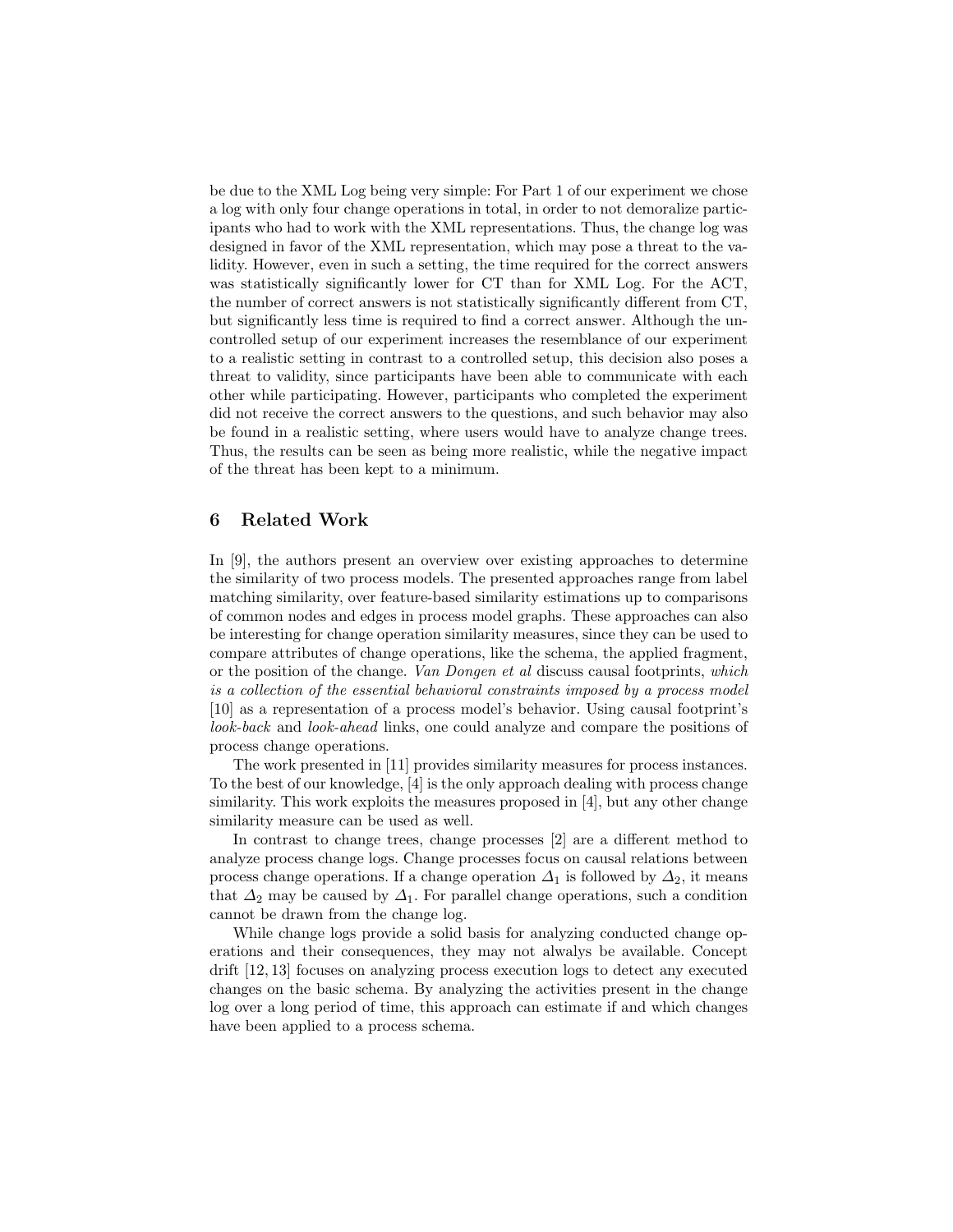be due to the XML Log being very simple: For Part 1 of our experiment we chose a log with only four change operations in total, in order to not demoralize participants who had to work with the XML representations. Thus, the change log was designed in favor of the XML representation, which may pose a threat to the validity. However, even in such a setting, the time required for the correct answers was statistically significantly lower for CT than for XML Log. For the ACT, the number of correct answers is not statistically significantly different from CT, but significantly less time is required to find a correct answer. Although the uncontrolled setup of our experiment increases the resemblance of our experiment to a realistic setting in contrast to a controlled setup, this decision also poses a threat to validity, since participants have been able to communicate with each other while participating. However, participants who completed the experiment did not receive the correct answers to the questions, and such behavior may also be found in a realistic setting, where users would have to analyze change trees. Thus, the results can be seen as being more realistic, while the negative impact of the threat has been kept to a minimum.

## 6 Related Work

In [9], the authors present an overview over existing approaches to determine the similarity of two process models. The presented approaches range from label matching similarity, over feature-based similarity estimations up to comparisons of common nodes and edges in process model graphs. These approaches can also be interesting for change operation similarity measures, since they can be used to compare attributes of change operations, like the schema, the applied fragment, or the position of the change. *Van Dongen et al* discuss causal footprints, *which is a collection of the essential behavioral constraints imposed by a process model* [10] as a representation of a process model's behavior. Using causal footprint's *look-back* and *look-ahead* links, one could analyze and compare the positions of process change operations.

The work presented in [11] provides similarity measures for process instances. To the best of our knowledge, [4] is the only approach dealing with process change similarity. This work exploits the measures proposed in [4], but any other change similarity measure can be used as well.

In contrast to change trees, change processes [2] are a different method to analyze process change logs. Change processes focus on causal relations between process change operations. If a change operation $\Delta_1$ is followed by $\Delta_2$, it means that $\Delta_2$ may be caused by $\Delta_1$. For parallel change operations, such a condition cannot be drawn from the change log.

While change logs provide a solid basis for analyzing conducted change operations and their consequences, they may not alwalys be available. Concept drift [12, 13] focuses on analyzing process execution logs to detect any executed changes on the basic schema. By analyzing the activities present in the change log over a long period of time, this approach can estimate if and which changes have been applied to a process schema.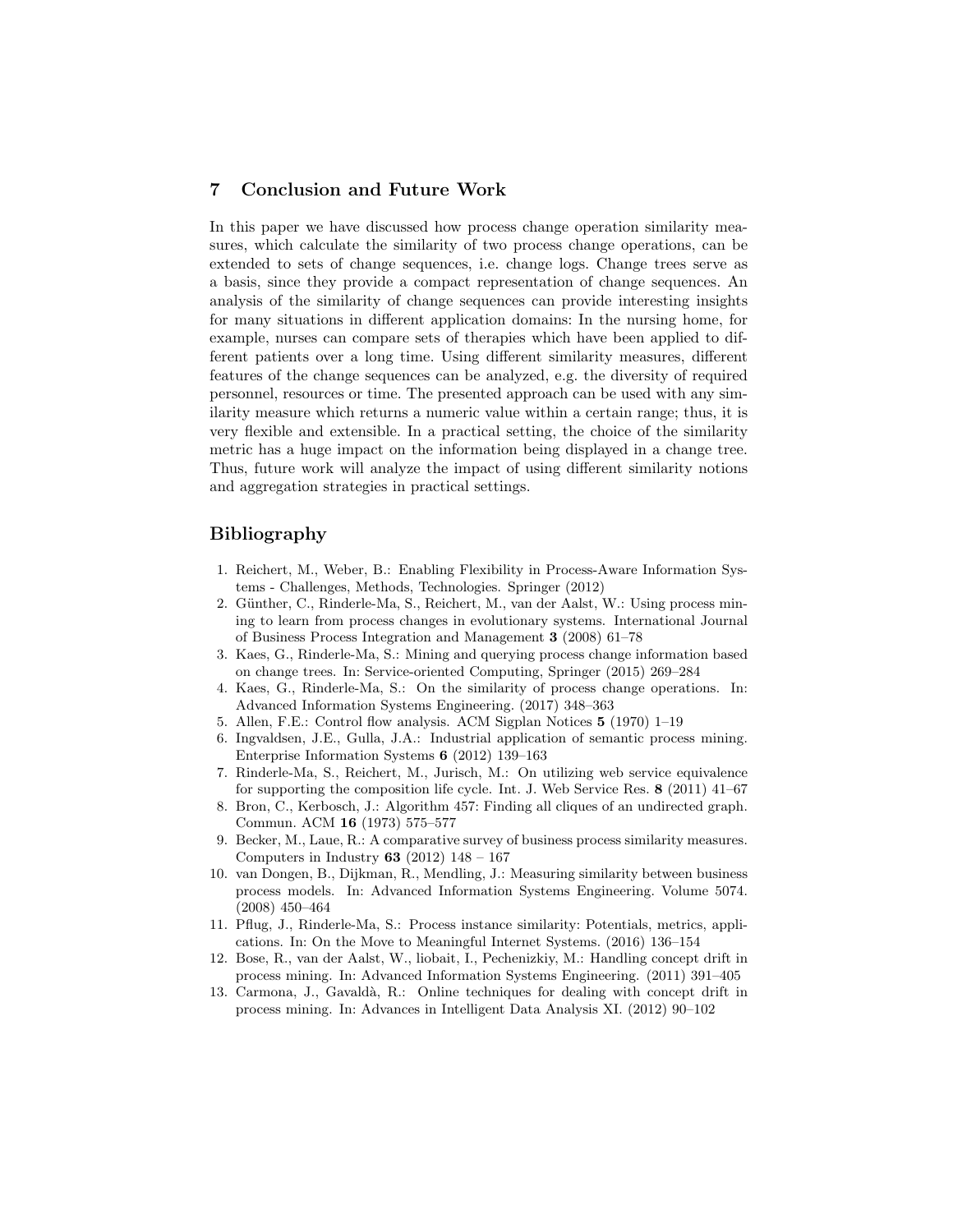## 7 Conclusion and Future Work

In this paper we have discussed how process change operation similarity measures, which calculate the similarity of two process change operations, can be extended to sets of change sequences, i.e. change logs. Change trees serve as a basis, since they provide a compact representation of change sequences. An analysis of the similarity of change sequences can provide interesting insights for many situations in different application domains: In the nursing home, for example, nurses can compare sets of therapies which have been applied to different patients over a long time. Using different similarity measures, different features of the change sequences can be analyzed, e.g. the diversity of required personnel, resources or time. The presented approach can be used with any similarity measure which returns a numeric value within a certain range; thus, it is very flexible and extensible. In a practical setting, the choice of the similarity metric has a huge impact on the information being displayed in a change tree. Thus, future work will analyze the impact of using different similarity notions and aggregation strategies in practical settings.

## Bibliography

1. Reichert, M., Weber, B.: Enabling Flexibility in Process-Aware Information Systems - Challenges, Methods, Technologies. Springer (2012)
2. Günther, C., Rinderle-Ma, S., Reichert, M., van der Aalst, W.: Using process mining to learn from process changes in evolutionary systems. International Journal of Business Process Integration and Management **3** (2008) 61–78
3. Kaes, G., Rinderle-Ma, S.: Mining and querying process change information based on change trees. In: Service-oriented Computing, Springer (2015) 269–284
4. Kaes, G., Rinderle-Ma, S.: On the similarity of process change operations. In: Advanced Information Systems Engineering. (2017) 348–363
5. Allen, F.E.: Control flow analysis. ACM Sigplan Notices **5** (1970) 1–19
6. Ingvaldsen, J.E., Gulla, J.A.: Industrial application of semantic process mining. Enterprise Information Systems **6** (2012) 139–163
7. Rinderle-Ma, S., Reichert, M., Jurisch, M.: On utilizing web service equivalence for supporting the composition life cycle. Int. J. Web Service Res. **8** (2011) 41–67
8. Bron, C., Kerbosch, J.: Algorithm 457: Finding all cliques of an undirected graph. Commun. ACM **16** (1973) 575–577
9. Becker, M., Laue, R.: A comparative survey of business process similarity measures. Computers in Industry **63** (2012) 148 – 167
10. van Dongen, B., Dijkman, R., Mendling, J.: Measuring similarity between business process models. In: Advanced Information Systems Engineering. Volume 5074. (2008) 450–464
11. Pflug, J., Rinderle-Ma, S.: Process instance similarity: Potentials, metrics, applications. In: On the Move to Meaningful Internet Systems. (2016) 136–154
12. Bose, R., van der Aalst, W., liobait, I., Pechenizkiy, M.: Handling concept drift in process mining. In: Advanced Information Systems Engineering. (2011) 391–405
13. Carmona, J., Gavaldà, R.: Online techniques for dealing with concept drift in process mining. In: Advances in Intelligent Data Analysis XI. (2012) 90–102